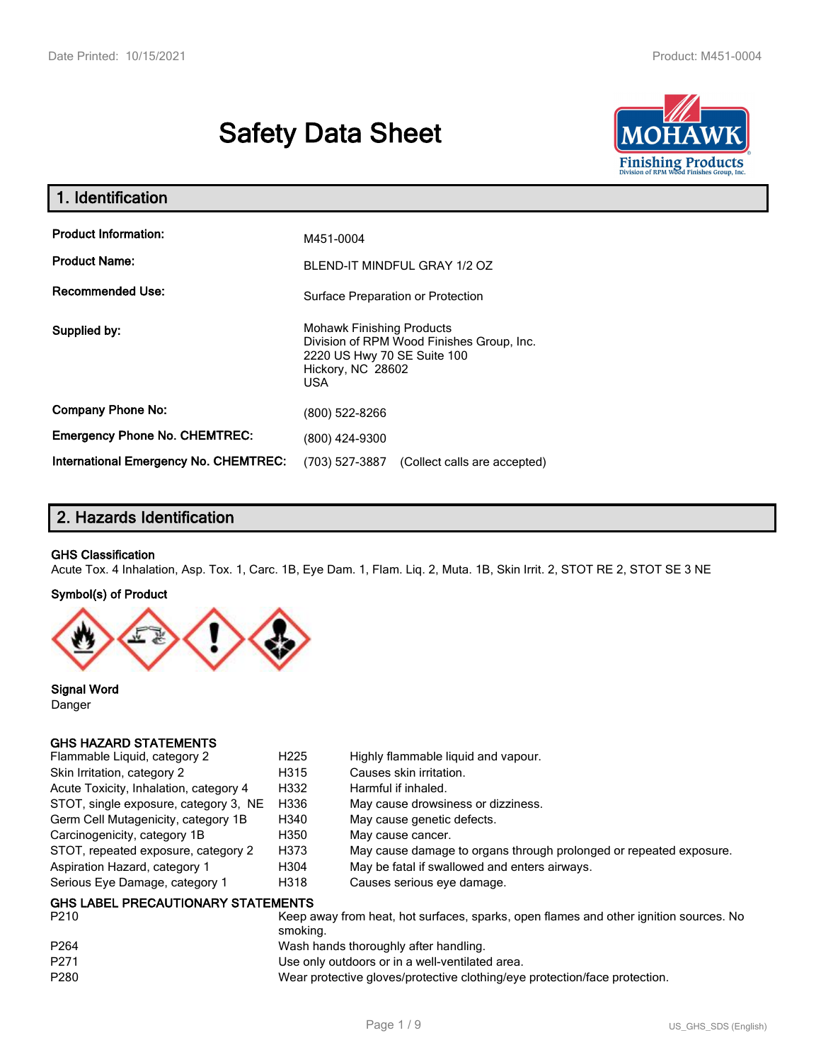# Safety Data Sheet

## 1. Identification

| | |
|---|---|
| **Product Information:** | M451-0004 |
| **Product Name:** | BLEND-IT MINDFUL GRAY 1/2 OZ |
| **Recommended Use:** | Surface Preparation or Protection |
| **Supplied by:** | Mohawk Finishing Products<br>Division of RPM Wood Finishes Group, Inc.<br>2220 US Hwy 70 SE Suite 100<br>Hickory, NC 28602<br>USA |
| **Company Phone No:** | (800) 522-8266 |
| **Emergency Phone No. CHEMTREC:** | (800) 424-9300 |
| **International Emergency No. CHEMTREC:** | (703) 527-3887 (Collect calls are accepted) |

## 2. Hazards Identification

**GHS Classification**

Acute Tox. 4 Inhalation, Asp. Tox. 1, Carc. 1B, Eye Dam. 1, Flam. Liq. 2, Muta. 1B, Skin Irrit. 2, STOT RE 2, STOT SE 3 NE

**Symbol(s) of Product**

**Signal Word**

Danger

**GHS HAZARD STATEMENTS**

| | | |
|---|---|---|
| Flammable Liquid, category 2 | H225 | Highly flammable liquid and vapour. |
| Skin Irritation, category 2 | H315 | Causes skin irritation. |
| Acute Toxicity, Inhalation, category 4 | H332 | Harmful if inhaled. |
| STOT, single exposure, category 3, NE | H336 | May cause drowsiness or dizziness. |
| Germ Cell Mutagenicity, category 1B | H340 | May cause genetic defects. |
| Carcinogenicity, category 1B | H350 | May cause cancer. |
| STOT, repeated exposure, category 2 | H373 | May cause damage to organs through prolonged or repeated exposure. |
| Aspiration Hazard, category 1 | H304 | May be fatal if swallowed and enters airways. |
| Serious Eye Damage, category 1 | H318 | Causes serious eye damage. |

**GHS LABEL PRECAUTIONARY STATEMENTS**

| | |
|---|---|
| P210 | Keep away from heat, hot surfaces, sparks, open flames and other ignition sources. No smoking. |
| P264 | Wash hands thoroughly after handling. |
| P271 | Use only outdoors or in a well-ventilated area. |
| P280 | Wear protective gloves/protective clothing/eye protection/face protection. |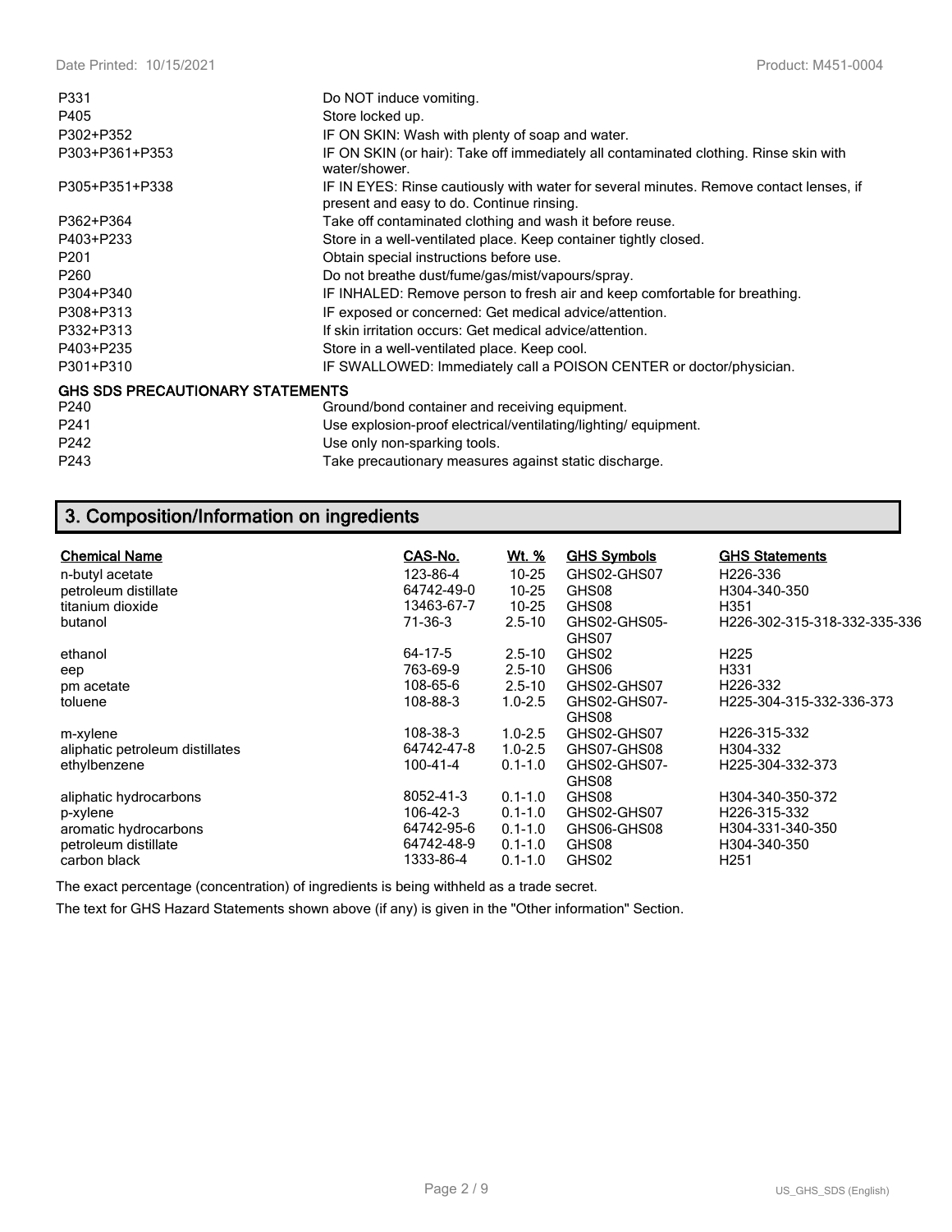| | |
|---|---|
| P331 | Do NOT induce vomiting. |
| P405 | Store locked up. |
| P302+P352 | IF ON SKIN: Wash with plenty of soap and water. |
| P303+P361+P353 | IF ON SKIN (or hair): Take off immediately all contaminated clothing. Rinse skin with water/shower. |
| P305+P351+P338 | IF IN EYES: Rinse cautiously with water for several minutes. Remove contact lenses, if present and easy to do. Continue rinsing. |
| P362+P364 | Take off contaminated clothing and wash it before reuse. |
| P403+P233 | Store in a well-ventilated place. Keep container tightly closed. |
| P201 | Obtain special instructions before use. |
| P260 | Do not breathe dust/fume/gas/mist/vapours/spray. |
| P304+P340 | IF INHALED: Remove person to fresh air and keep comfortable for breathing. |
| P308+P313 | IF exposed or concerned: Get medical advice/attention. |
| P332+P313 | If skin irritation occurs: Get medical advice/attention. |
| P403+P235 | Store in a well-ventilated place. Keep cool. |
| P301+P310 | IF SWALLOWED: Immediately call a POISON CENTER or doctor/physician. |

**GHS SDS PRECAUTIONARY STATEMENTS**

| | |
|---|---|
| P240 | Ground/bond container and receiving equipment. |
| P241 | Use explosion-proof electrical/ventilating/lighting/ equipment. |
| P242 | Use only non-sparking tools. |
| P243 | Take precautionary measures against static discharge. |

## 3. Composition/Information on ingredients

| Chemical Name | CAS-No. | Wt. % | GHS Symbols | GHS Statements |
|---|---|---|---|---|
| n-butyl acetate | 123-86-4 | 10-25 | GHS02-GHS07 | H226-336 |
| petroleum distillate | 64742-49-0 | 10-25 | GHS08 | H304-340-350 |
| titanium dioxide | 13463-67-7 | 10-25 | GHS08 | H351 |
| butanol | 71-36-3 | 2.5-10 | GHS02-GHS05-GHS07 | H226-302-315-318-332-335-336 |
| ethanol | 64-17-5 | 2.5-10 | GHS02 | H225 |
| eep | 763-69-9 | 2.5-10 | GHS06 | H331 |
| pm acetate | 108-65-6 | 2.5-10 | GHS02-GHS07 | H226-332 |
| toluene | 108-88-3 | 1.0-2.5 | GHS02-GHS07-GHS08 | H225-304-315-332-336-373 |
| m-xylene | 108-38-3 | 1.0-2.5 | GHS02-GHS07 | H226-315-332 |
| aliphatic petroleum distillates | 64742-47-8 | 1.0-2.5 | GHS07-GHS08 | H304-332 |
| ethylbenzene | 100-41-4 | 0.1-1.0 | GHS02-GHS07-GHS08 | H225-304-332-373 |
| aliphatic hydrocarbons | 8052-41-3 | 0.1-1.0 | GHS08 | H304-340-350-372 |
| p-xylene | 106-42-3 | 0.1-1.0 | GHS02-GHS07 | H226-315-332 |
| aromatic hydrocarbons | 64742-95-6 | 0.1-1.0 | GHS06-GHS08 | H304-331-340-350 |
| petroleum distillate | 64742-48-9 | 0.1-1.0 | GHS08 | H304-340-350 |
| carbon black | 1333-86-4 | 0.1-1.0 | GHS02 | H251 |

The exact percentage (concentration) of ingredients is being withheld as a trade secret.

The text for GHS Hazard Statements shown above (if any) is given in the "Other information" Section.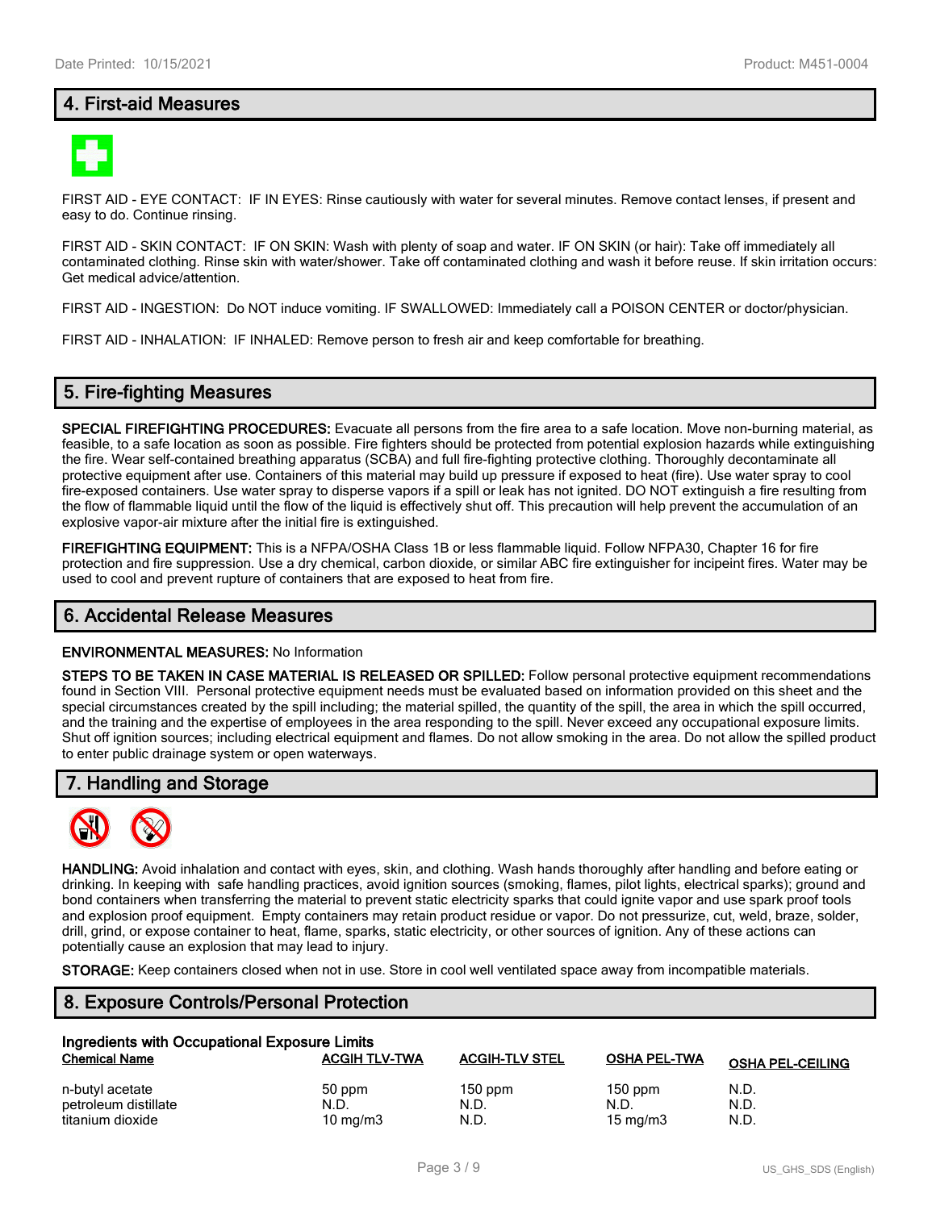## 4. First-aid Measures

FIRST AID - EYE CONTACT: IF IN EYES: Rinse cautiously with water for several minutes. Remove contact lenses, if present and easy to do. Continue rinsing.

FIRST AID - SKIN CONTACT: IF ON SKIN: Wash with plenty of soap and water. IF ON SKIN (or hair): Take off immediately all contaminated clothing. Rinse skin with water/shower. Take off contaminated clothing and wash it before reuse. If skin irritation occurs: Get medical advice/attention.

FIRST AID - INGESTION: Do NOT induce vomiting. IF SWALLOWED: Immediately call a POISON CENTER or doctor/physician.

FIRST AID - INHALATION: IF INHALED: Remove person to fresh air and keep comfortable for breathing.

## 5. Fire-fighting Measures

**SPECIAL FIREFIGHTING PROCEDURES:** Evacuate all persons from the fire area to a safe location. Move non-burning material, as feasible, to a safe location as soon as possible. Fire fighters should be protected from potential explosion hazards while extinguishing the fire. Wear self-contained breathing apparatus (SCBA) and full fire-fighting protective clothing. Thoroughly decontaminate all protective equipment after use. Containers of this material may build up pressure if exposed to heat (fire). Use water spray to cool fire-exposed containers. Use water spray to disperse vapors if a spill or leak has not ignited. DO NOT extinguish a fire resulting from the flow of flammable liquid until the flow of the liquid is effectively shut off. This precaution will help prevent the accumulation of an explosive vapor-air mixture after the initial fire is extinguished.

**FIREFIGHTING EQUIPMENT:** This is a NFPA/OSHA Class 1B or less flammable liquid. Follow NFPA30, Chapter 16 for fire protection and fire suppression. Use a dry chemical, carbon dioxide, or similar ABC fire extinguisher for incipeint fires. Water may be used to cool and prevent rupture of containers that are exposed to heat from fire.

## 6. Accidental Release Measures

**ENVIRONMENTAL MEASURES:** No Information

**STEPS TO BE TAKEN IN CASE MATERIAL IS RELEASED OR SPILLED:** Follow personal protective equipment recommendations found in Section VIII. Personal protective equipment needs must be evaluated based on information provided on this sheet and the special circumstances created by the spill including; the material spilled, the quantity of the spill, the area in which the spill occurred, and the training and the expertise of employees in the area responding to the spill. Never exceed any occupational exposure limits. Shut off ignition sources; including electrical equipment and flames. Do not allow smoking in the area. Do not allow the spilled product to enter public drainage system or open waterways.

## 7. Handling and Storage

**HANDLING:** Avoid inhalation and contact with eyes, skin, and clothing. Wash hands thoroughly after handling and before eating or drinking. In keeping with safe handling practices, avoid ignition sources (smoking, flames, pilot lights, electrical sparks); ground and bond containers when transferring the material to prevent static electricity sparks that could ignite vapor and use spark proof tools and explosion proof equipment. Empty containers may retain product residue or vapor. Do not pressurize, cut, weld, braze, solder, drill, grind, or expose container to heat, flame, sparks, static electricity, or other sources of ignition. Any of these actions can potentially cause an explosion that may lead to injury.

**STORAGE:** Keep containers closed when not in use. Store in cool well ventilated space away from incompatible materials.

## 8. Exposure Controls/Personal Protection

**Ingredients with Occupational Exposure Limits**

| Chemical Name | ACGIH TLV-TWA | ACGIH-TLV STEL | OSHA PEL-TWA | OSHA PEL-CEILING |
|---|---|---|---|---|
| n-butyl acetate | 50 ppm | 150 ppm | 150 ppm | N.D. |
| petroleum distillate | N.D. | N.D. | N.D. | N.D. |
| titanium dioxide | 10 mg/m3 | N.D. | 15 mg/m3 | N.D. |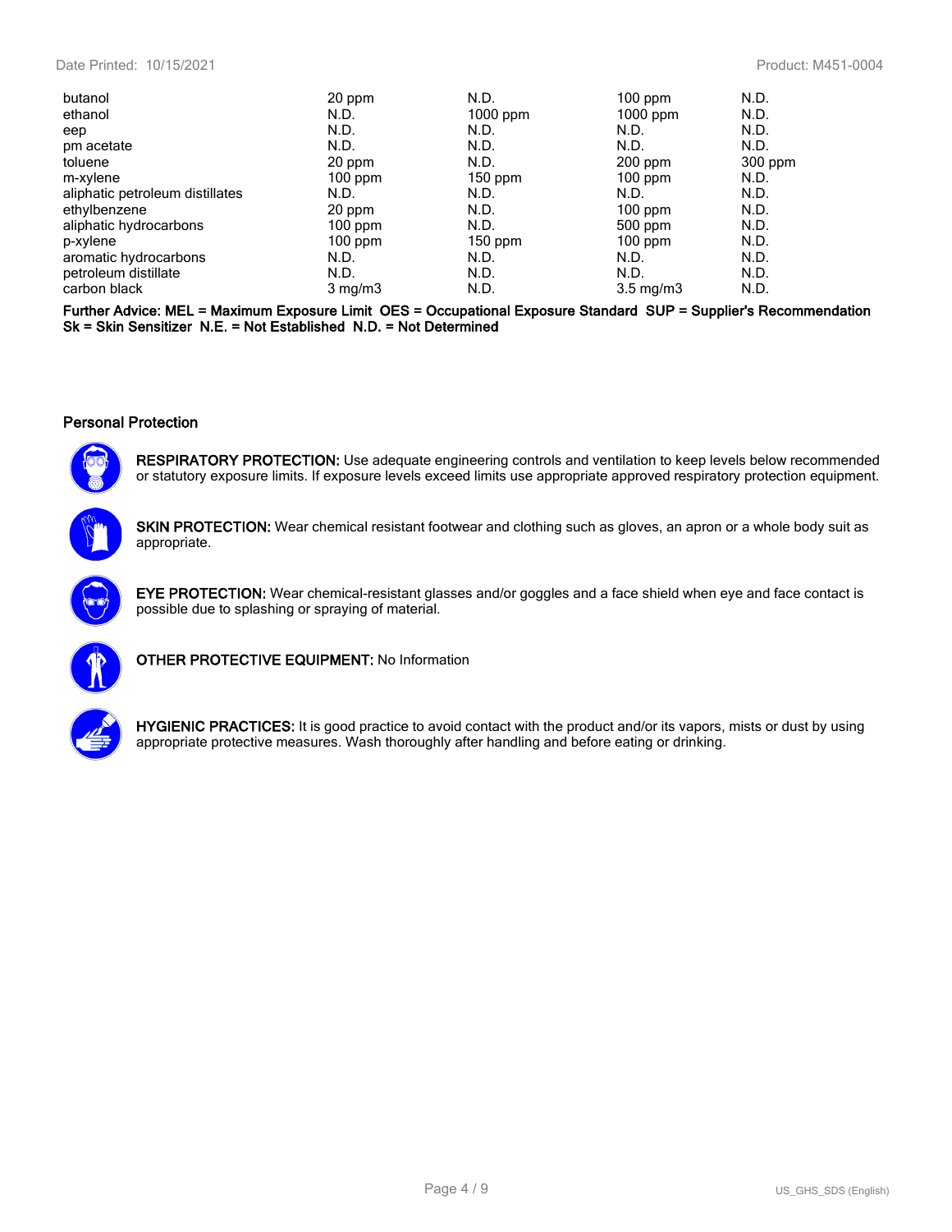| | | | | |
|---|---|---|---|---|
| butanol | 20 ppm | N.D. | 100 ppm | N.D. |
| ethanol | N.D. | 1000 ppm | 1000 ppm | N.D. |
| eep | N.D. | N.D. | N.D. | N.D. |
| pm acetate | N.D. | N.D. | N.D. | N.D. |
| toluene | 20 ppm | N.D. | 200 ppm | 300 ppm |
| m-xylene | 100 ppm | 150 ppm | 100 ppm | N.D. |
| aliphatic petroleum distillates | N.D. | N.D. | N.D. | N.D. |
| ethylbenzene | 20 ppm | N.D. | 100 ppm | N.D. |
| aliphatic hydrocarbons | 100 ppm | N.D. | 500 ppm | N.D. |
| p-xylene | 100 ppm | 150 ppm | 100 ppm | N.D. |
| aromatic hydrocarbons | N.D. | N.D. | N.D. | N.D. |
| petroleum distillate | N.D. | N.D. | N.D. | N.D. |
| carbon black | 3 mg/m3 | N.D. | 3.5 mg/m3 | N.D. |

**Further Advice: MEL = Maximum Exposure Limit OES = Occupational Exposure Standard SUP = Supplier's Recommendation Sk = Skin Sensitizer N.E. = Not Established N.D. = Not Determined**

### Personal Protection

**RESPIRATORY PROTECTION:** Use adequate engineering controls and ventilation to keep levels below recommended or statutory exposure limits. If exposure levels exceed limits use appropriate approved respiratory protection equipment.

**SKIN PROTECTION:** Wear chemical resistant footwear and clothing such as gloves, an apron or a whole body suit as appropriate.

**EYE PROTECTION:** Wear chemical-resistant glasses and/or goggles and a face shield when eye and face contact is possible due to splashing or spraying of material.

**OTHER PROTECTIVE EQUIPMENT:** No Information

**HYGIENIC PRACTICES:** It is good practice to avoid contact with the product and/or its vapors, mists or dust by using appropriate protective measures. Wash thoroughly after handling and before eating or drinking.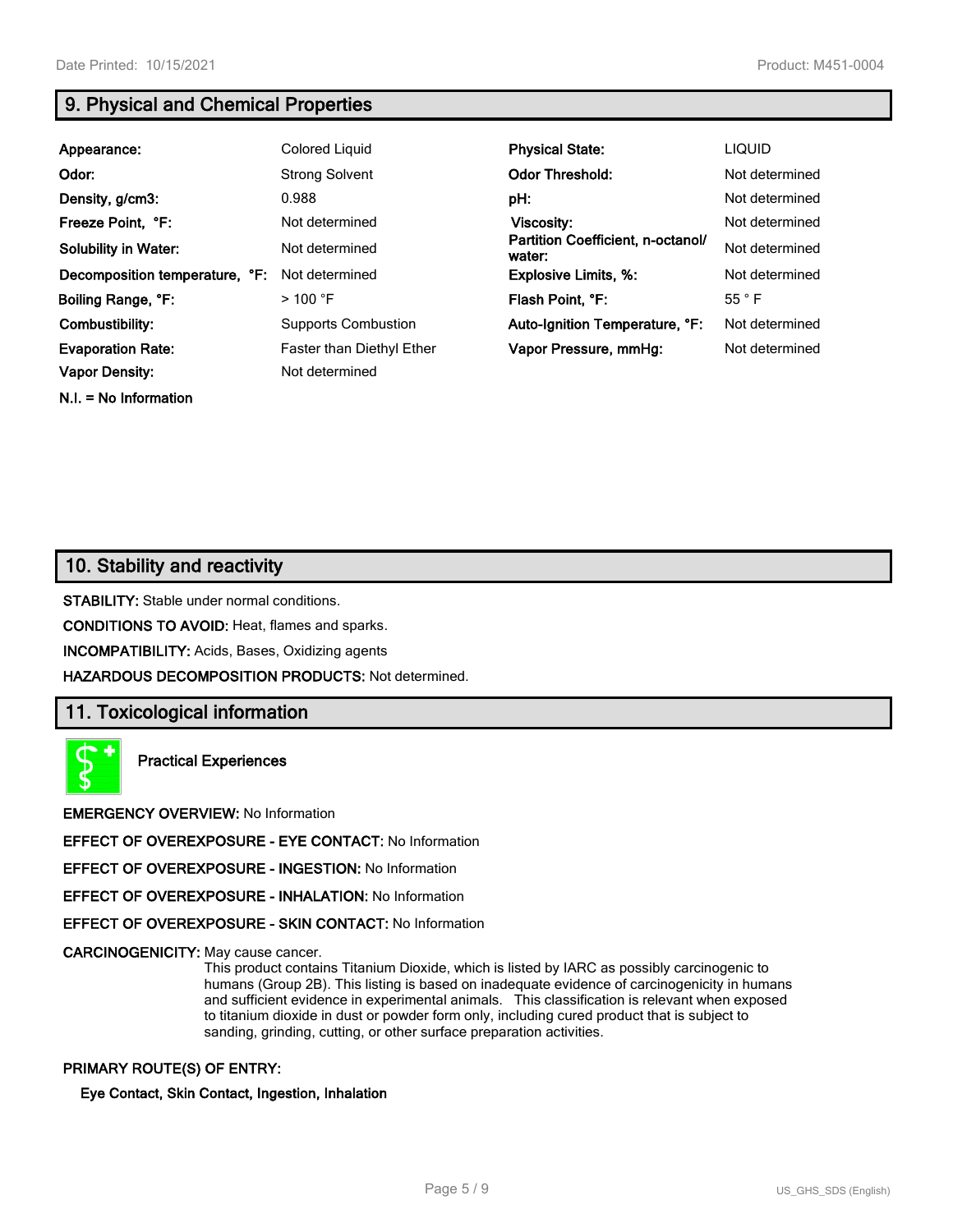## 9. Physical and Chemical Properties

| | | | |
|---|---|---|---|
| **Appearance:** | Colored Liquid | **Physical State:** | LIQUID |
| **Odor:** | Strong Solvent | **Odor Threshold:** | Not determined |
| **Density, g/cm3:** | 0.988 | **pH:** | Not determined |
| **Freeze Point, °F:** | Not determined | **Viscosity:** | Not determined |
| **Solubility in Water:** | Not determined | **Partition Coefficient, n-octanol/ water:** | Not determined |
| **Decomposition temperature, °F:** | Not determined | **Explosive Limits, %:** | Not determined |
| **Boiling Range, °F:** | > 100 °F | **Flash Point, °F:** | 55 ° F |
| **Combustibility:** | Supports Combustion | **Auto-Ignition Temperature, °F:** | Not determined |
| **Evaporation Rate:** | Faster than Diethyl Ether | **Vapor Pressure, mmHg:** | Not determined |
| **Vapor Density:** | Not determined | | |

**N.I. = No Information**

## 10. Stability and reactivity

**STABILITY:** Stable under normal conditions.

**CONDITIONS TO AVOID:** Heat, flames and sparks.

**INCOMPATIBILITY:** Acids, Bases, Oxidizing agents

**HAZARDOUS DECOMPOSITION PRODUCTS:** Not determined.

## 11. Toxicological information

**Practical Experiences**

**EMERGENCY OVERVIEW:** No Information

**EFFECT OF OVEREXPOSURE - EYE CONTACT:** No Information

**EFFECT OF OVEREXPOSURE - INGESTION:** No Information

**EFFECT OF OVEREXPOSURE - INHALATION:** No Information

**EFFECT OF OVEREXPOSURE - SKIN CONTACT:** No Information

**CARCINOGENICITY:** May cause cancer.
This product contains Titanium Dioxide, which is listed by IARC as possibly carcinogenic to humans (Group 2B). This listing is based on inadequate evidence of carcinogenicity in humans and sufficient evidence in experimental animals. This classification is relevant when exposed to titanium dioxide in dust or powder form only, including cured product that is subject to sanding, grinding, cutting, or other surface preparation activities.

**PRIMARY ROUTE(S) OF ENTRY:**

**Eye Contact, Skin Contact, Ingestion, Inhalation**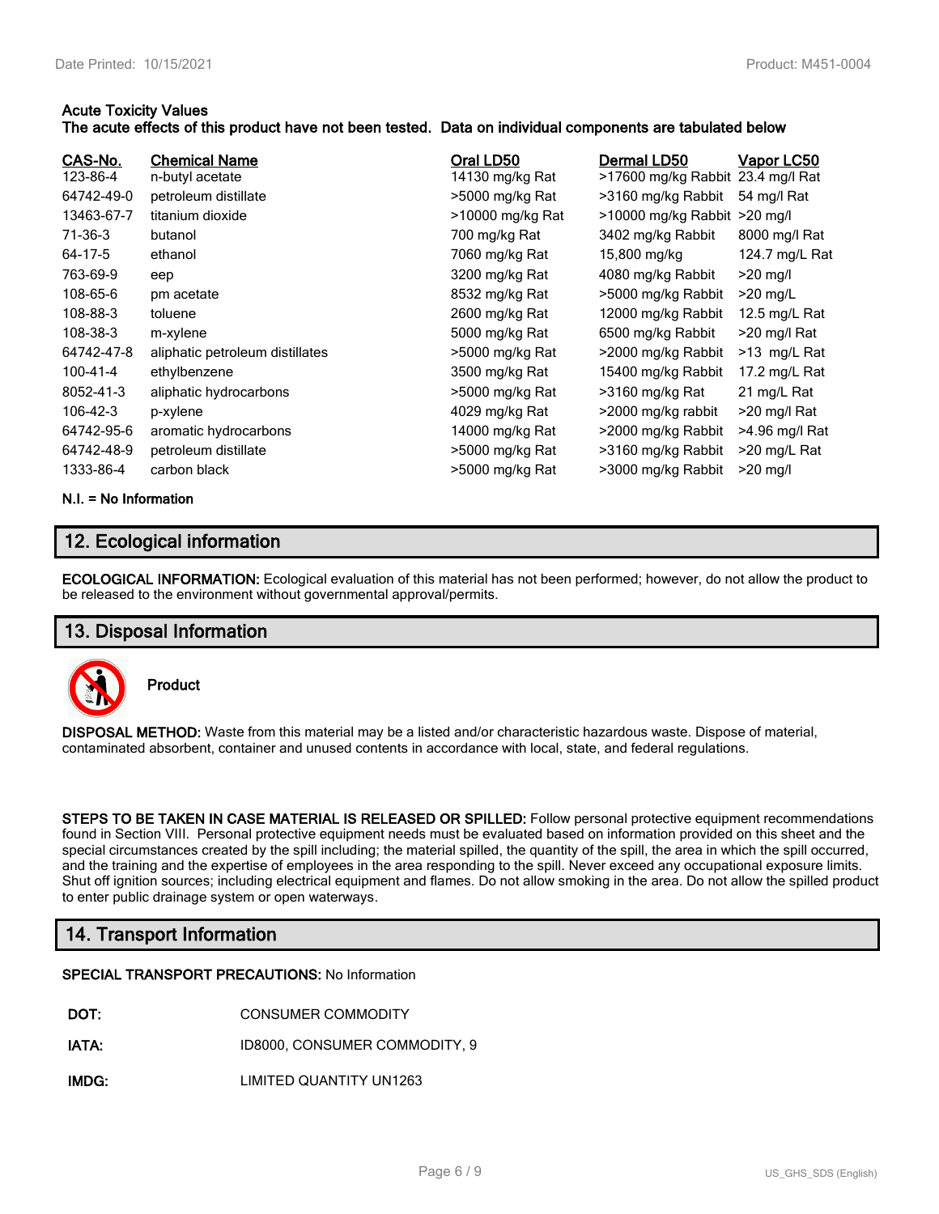**Acute Toxicity Values**
**The acute effects of this product have not been tested. Data on individual components are tabulated below**

| CAS-No. | Chemical Name | Oral LD50 | Dermal LD50 | Vapor LC50 |
|---|---|---|---|---|
| 123-86-4 | n-butyl acetate | 14130 mg/kg Rat | >17600 mg/kg Rabbit | 23.4 mg/l Rat |
| 64742-49-0 | petroleum distillate | >5000 mg/kg Rat | >3160 mg/kg Rabbit | 54 mg/l Rat |
| 13463-67-7 | titanium dioxide | >10000 mg/kg Rat | >10000 mg/kg Rabbit | >20 mg/l |
| 71-36-3 | butanol | 700 mg/kg Rat | 3402 mg/kg Rabbit | 8000 mg/l Rat |
| 64-17-5 | ethanol | 7060 mg/kg Rat | 15,800 mg/kg | 124.7 mg/L Rat |
| 763-69-9 | eep | 3200 mg/kg Rat | 4080 mg/kg Rabbit | >20 mg/l |
| 108-65-6 | pm acetate | 8532 mg/kg Rat | >5000 mg/kg Rabbit | >20 mg/L |
| 108-88-3 | toluene | 2600 mg/kg Rat | 12000 mg/kg Rabbit | 12.5 mg/L Rat |
| 108-38-3 | m-xylene | 5000 mg/kg Rat | 6500 mg/kg Rabbit | >20 mg/l Rat |
| 64742-47-8 | aliphatic petroleum distillates | >5000 mg/kg Rat | >2000 mg/kg Rabbit | >13 mg/L Rat |
| 100-41-4 | ethylbenzene | 3500 mg/kg Rat | 15400 mg/kg Rabbit | 17.2 mg/L Rat |
| 8052-41-3 | aliphatic hydrocarbons | >5000 mg/kg Rat | >3160 mg/kg Rat | 21 mg/L Rat |
| 106-42-3 | p-xylene | 4029 mg/kg Rat | >2000 mg/kg rabbit | >20 mg/l Rat |
| 64742-95-6 | aromatic hydrocarbons | 14000 mg/kg Rat | >2000 mg/kg Rabbit | >4.96 mg/l Rat |
| 64742-48-9 | petroleum distillate | >5000 mg/kg Rat | >3160 mg/kg Rabbit | >20 mg/L Rat |
| 1333-86-4 | carbon black | >5000 mg/kg Rat | >3000 mg/kg Rabbit | >20 mg/l |

**N.I. = No Information**

## 12. Ecological information

**ECOLOGICAL INFORMATION:** Ecological evaluation of this material has not been performed; however, do not allow the product to be released to the environment without governmental approval/permits.

## 13. Disposal Information

**Product**

**DISPOSAL METHOD:** Waste from this material may be a listed and/or characteristic hazardous waste. Dispose of material, contaminated absorbent, container and unused contents in accordance with local, state, and federal regulations.

**STEPS TO BE TAKEN IN CASE MATERIAL IS RELEASED OR SPILLED:** Follow personal protective equipment recommendations found in Section VIII. Personal protective equipment needs must be evaluated based on information provided on this sheet and the special circumstances created by the spill including; the material spilled, the quantity of the spill, the area in which the spill occurred, and the training and the expertise of employees in the area responding to the spill. Never exceed any occupational exposure limits. Shut off ignition sources; including electrical equipment and flames. Do not allow smoking in the area. Do not allow the spilled product to enter public drainage system or open waterways.

## 14. Transport Information

**SPECIAL TRANSPORT PRECAUTIONS:** No Information

**DOT:** CONSUMER COMMODITY

**IATA:** ID8000, CONSUMER COMMODITY, 9

**IMDG:** LIMITED QUANTITY UN1263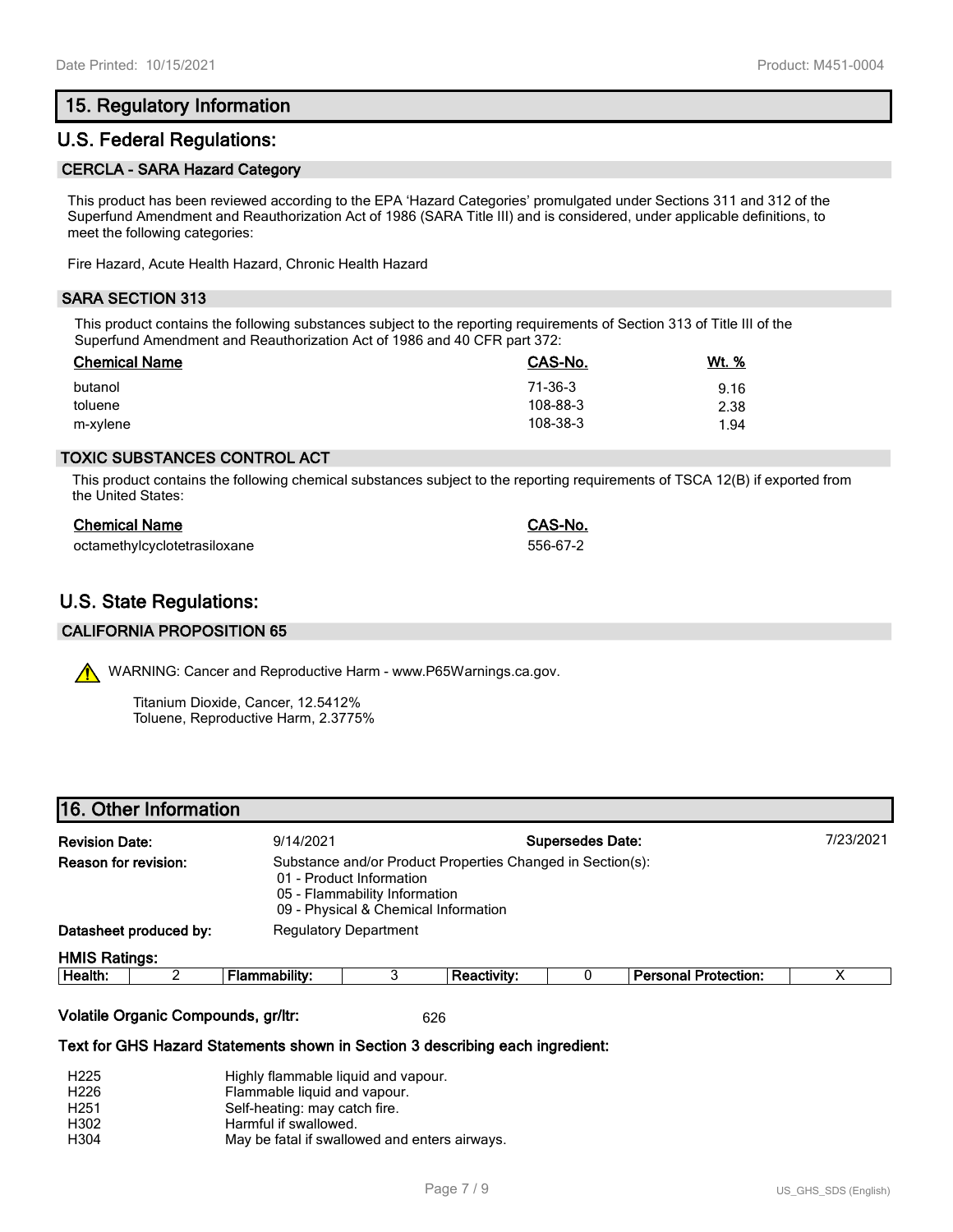## 15. Regulatory Information

## U.S. Federal Regulations:

### CERCLA - SARA Hazard Category

This product has been reviewed according to the EPA 'Hazard Categories' promulgated under Sections 311 and 312 of the Superfund Amendment and Reauthorization Act of 1986 (SARA Title III) and is considered, under applicable definitions, to meet the following categories:

Fire Hazard, Acute Health Hazard, Chronic Health Hazard

### SARA SECTION 313

This product contains the following substances subject to the reporting requirements of Section 313 of Title III of the Superfund Amendment and Reauthorization Act of 1986 and 40 CFR part 372:

| Chemical Name | CAS-No. | Wt. % |
|---|---|---|
| butanol | 71-36-3 | 9.16 |
| toluene | 108-88-3 | 2.38 |
| m-xylene | 108-38-3 | 1.94 |

### TOXIC SUBSTANCES CONTROL ACT

This product contains the following chemical substances subject to the reporting requirements of TSCA 12(B) if exported from the United States:

| Chemical Name | CAS-No. |
|---|---|
| octamethylcyclotetrasiloxane | 556-67-2 |

## U.S. State Regulations:

### CALIFORNIA PROPOSITION 65

⚠ WARNING: Cancer and Reproductive Harm - www.P65Warnings.ca.gov.

Titanium Dioxide, Cancer, 12.5412%
Toluene, Reproductive Harm, 2.3775%

## 16. Other Information

**Revision Date:** 9/14/2021 **Supersedes Date:** 7/23/2021

**Reason for revision:** Substance and/or Product Properties Changed in Section(s):
- 01 - Product Information
- 05 - Flammability Information
- 09 - Physical & Chemical Information

**Datasheet produced by:** Regulatory Department

**HMIS Ratings:**

| Health: | 2 | Flammability: | 3 | Reactivity: | 0 | Personal Protection: | X |
|---|---|---|---|---|---|---|---|

**Volatile Organic Compounds, gr/ltr:** 626

**Text for GHS Hazard Statements shown in Section 3 describing each ingredient:**

| | |
|---|---|
| H225 | Highly flammable liquid and vapour. |
| H226 | Flammable liquid and vapour. |
| H251 | Self-heating: may catch fire. |
| H302 | Harmful if swallowed. |
| H304 | May be fatal if swallowed and enters airways. |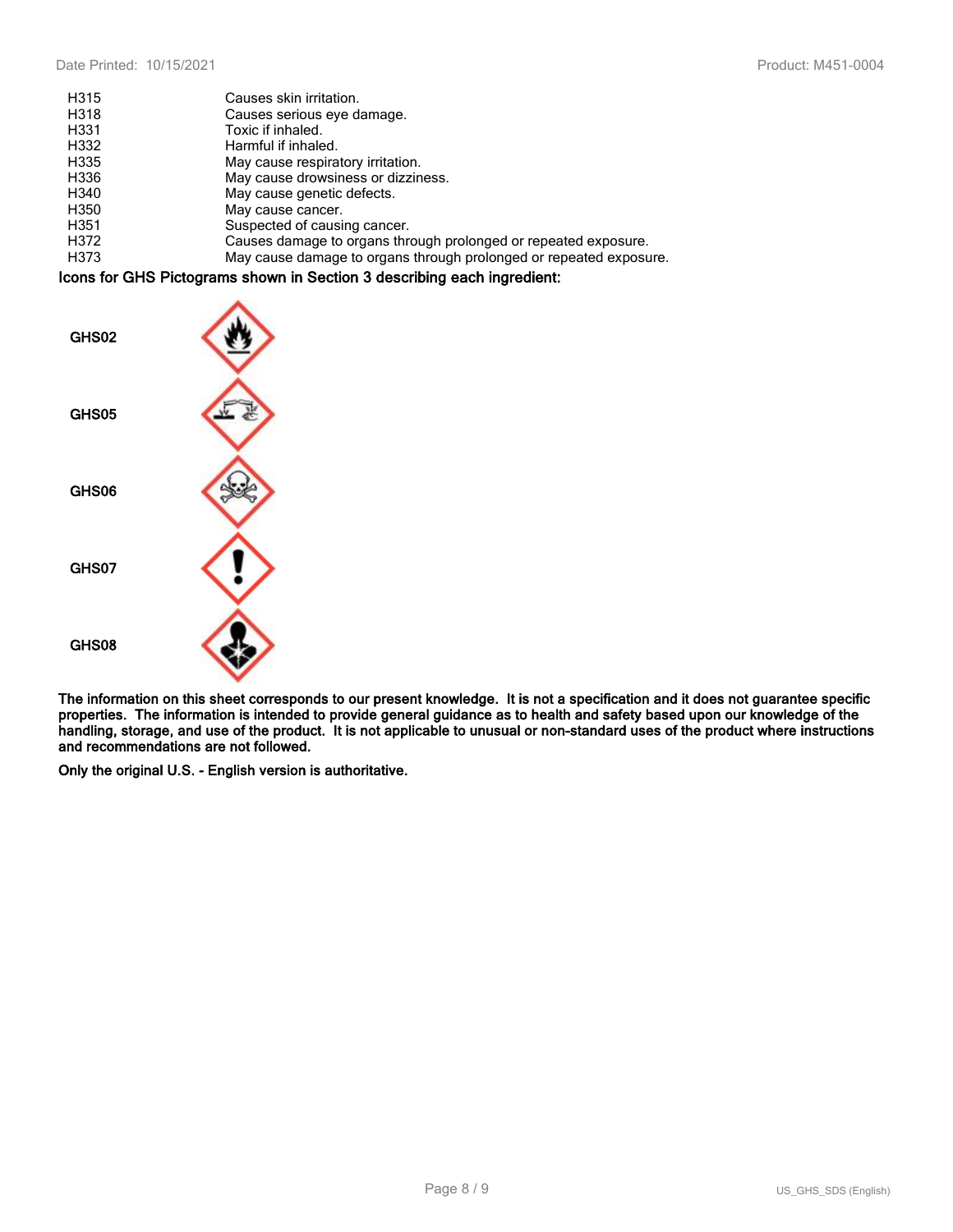| | |
|---|---|
| H315 | Causes skin irritation. |
| H318 | Causes serious eye damage. |
| H331 | Toxic if inhaled. |
| H332 | Harmful if inhaled. |
| H335 | May cause respiratory irritation. |
| H336 | May cause drowsiness or dizziness. |
| H340 | May cause genetic defects. |
| H350 | May cause cancer. |
| H351 | Suspected of causing cancer. |
| H372 | Causes damage to organs through prolonged or repeated exposure. |
| H373 | May cause damage to organs through prolonged or repeated exposure. |

**Icons for GHS Pictograms shown in Section 3 describing each ingredient:**

**GHS02**

**GHS05**

**GHS06**

**GHS07**

**GHS08**

**The information on this sheet corresponds to our present knowledge. It is not a specification and it does not guarantee specific properties. The information is intended to provide general guidance as to health and safety based upon our knowledge of the handling, storage, and use of the product. It is not applicable to unusual or non-standard uses of the product where instructions and recommendations are not followed.**

**Only the original U.S. - English version is authoritative.**